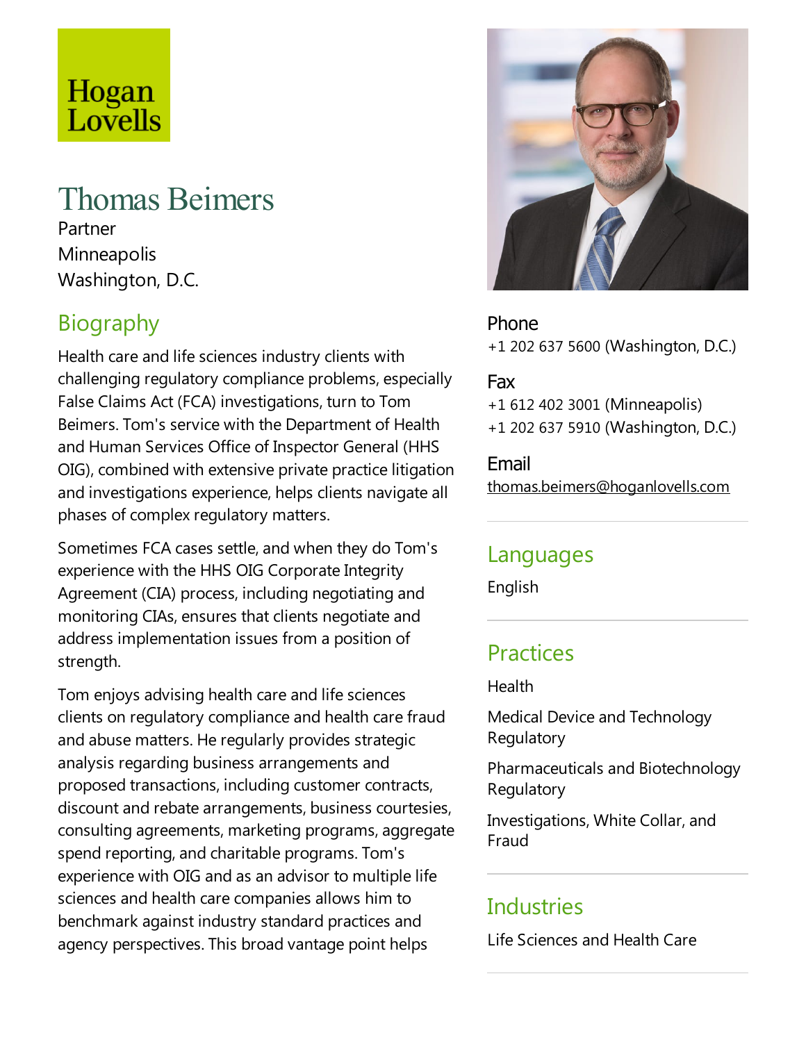Hogan Lovells

# Thomas Beimers

Partner
Minneapolis
Washington, D.C.

## Biography

Health care and life sciences industry clients with challenging regulatory compliance problems, especially False Claims Act (FCA) investigations, turn to Tom Beimers. Tom's service with the Department of Health and Human Services Office of Inspector General (HHS OIG), combined with extensive private practice litigation and investigations experience, helps clients navigate all phases of complex regulatory matters.

Sometimes FCA cases settle, and when they do Tom's experience with the HHS OIG Corporate Integrity Agreement (CIA) process, including negotiating and monitoring CIAs, ensures that clients negotiate and address implementation issues from a position of strength.

Tom enjoys advising health care and life sciences clients on regulatory compliance and health care fraud and abuse matters. He regularly provides strategic analysis regarding business arrangements and proposed transactions, including customer contracts, discount and rebate arrangements, business courtesies, consulting agreements, marketing programs, aggregate spend reporting, and charitable programs. Tom's experience with OIG and as an advisor to multiple life sciences and health care companies allows him to benchmark against industry standard practices and agency perspectives. This broad vantage point helps

**Phone**
+1 202 637 5600 (Washington, D.C.)

**Fax**
+1 612 402 3001 (Minneapolis)
+1 202 637 5910 (Washington, D.C.)

**Email**
thomas.beimers@hoganlovells.com

## Languages

English

## Practices

Health

Medical Device and Technology Regulatory

Pharmaceuticals and Biotechnology Regulatory

Investigations, White Collar, and Fraud

## Industries

Life Sciences and Health Care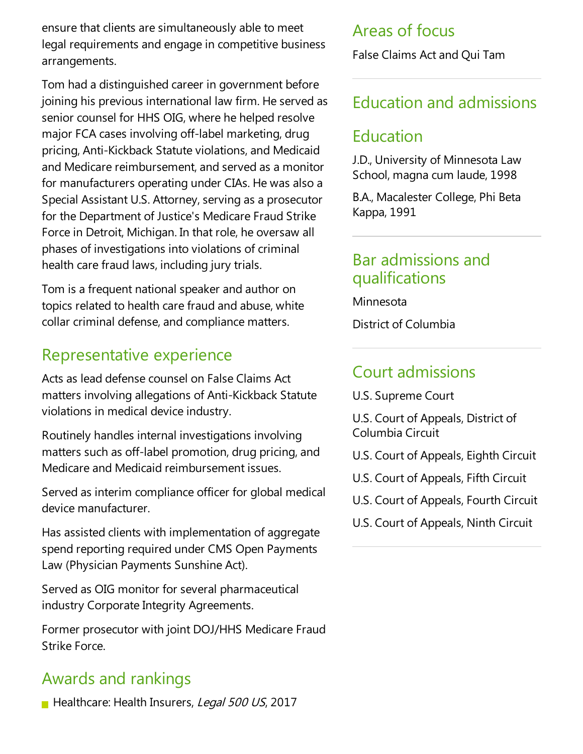ensure that clients are simultaneously able to meet legal requirements and engage in competitive business arrangements.

Tom had a distinguished career in government before joining his previous international law firm. He served as senior counsel for HHS OIG, where he helped resolve major FCA cases involving off-label marketing, drug pricing, Anti-Kickback Statute violations, and Medicaid and Medicare reimbursement, and served as a monitor for manufacturers operating under CIAs. He was also a Special Assistant U.S. Attorney, serving as a prosecutor for the Department of Justice's Medicare Fraud Strike Force in Detroit, Michigan. In that role, he oversaw all phases of investigations into violations of criminal health care fraud laws, including jury trials.

Tom is a frequent national speaker and author on topics related to health care fraud and abuse, white collar criminal defense, and compliance matters.

## Representative experience

Acts as lead defense counsel on False Claims Act matters involving allegations of Anti-Kickback Statute violations in medical device industry.

Routinely handles internal investigations involving matters such as off-label promotion, drug pricing, and Medicare and Medicaid reimbursement issues.

Served as interim compliance officer for global medical device manufacturer.

Has assisted clients with implementation of aggregate spend reporting required under CMS Open Payments Law (Physician Payments Sunshine Act).

Served as OIG monitor for several pharmaceutical industry Corporate Integrity Agreements.

Former prosecutor with joint DOJ/HHS Medicare Fraud Strike Force.

## Awards and rankings

- Healthcare: Health Insurers, *Legal 500 US*, 2017

## Areas of focus

False Claims Act and Qui Tam

## Education and admissions

### Education

J.D., University of Minnesota Law School, magna cum laude, 1998

B.A., Macalester College, Phi Beta Kappa, 1991

### Bar admissions and qualifications

Minnesota

District of Columbia

### Court admissions

U.S. Supreme Court

U.S. Court of Appeals, District of Columbia Circuit

U.S. Court of Appeals, Eighth Circuit

U.S. Court of Appeals, Fifth Circuit

U.S. Court of Appeals, Fourth Circuit

U.S. Court of Appeals, Ninth Circuit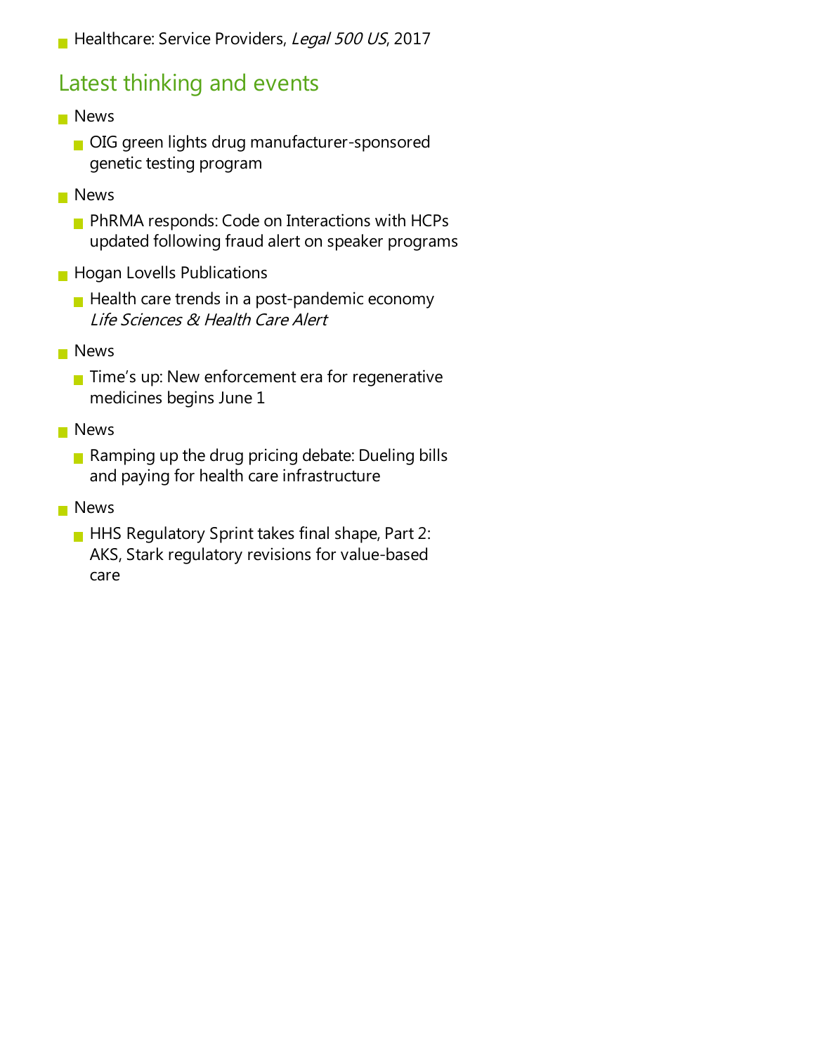- Healthcare: Service Providers, *Legal 500 US*, 2017

## Latest thinking and events

- News
  - OIG green lights drug manufacturer-sponsored genetic testing program
- News
  - PhRMA responds: Code on Interactions with HCPs updated following fraud alert on speaker programs
- Hogan Lovells Publications
  - Health care trends in a post-pandemic economy
    *Life Sciences & Health Care Alert*
- News
  - Time's up: New enforcement era for regenerative medicines begins June 1
- News
  - Ramping up the drug pricing debate: Dueling bills and paying for health care infrastructure
- News
  - HHS Regulatory Sprint takes final shape, Part 2: AKS, Stark regulatory revisions for value-based care